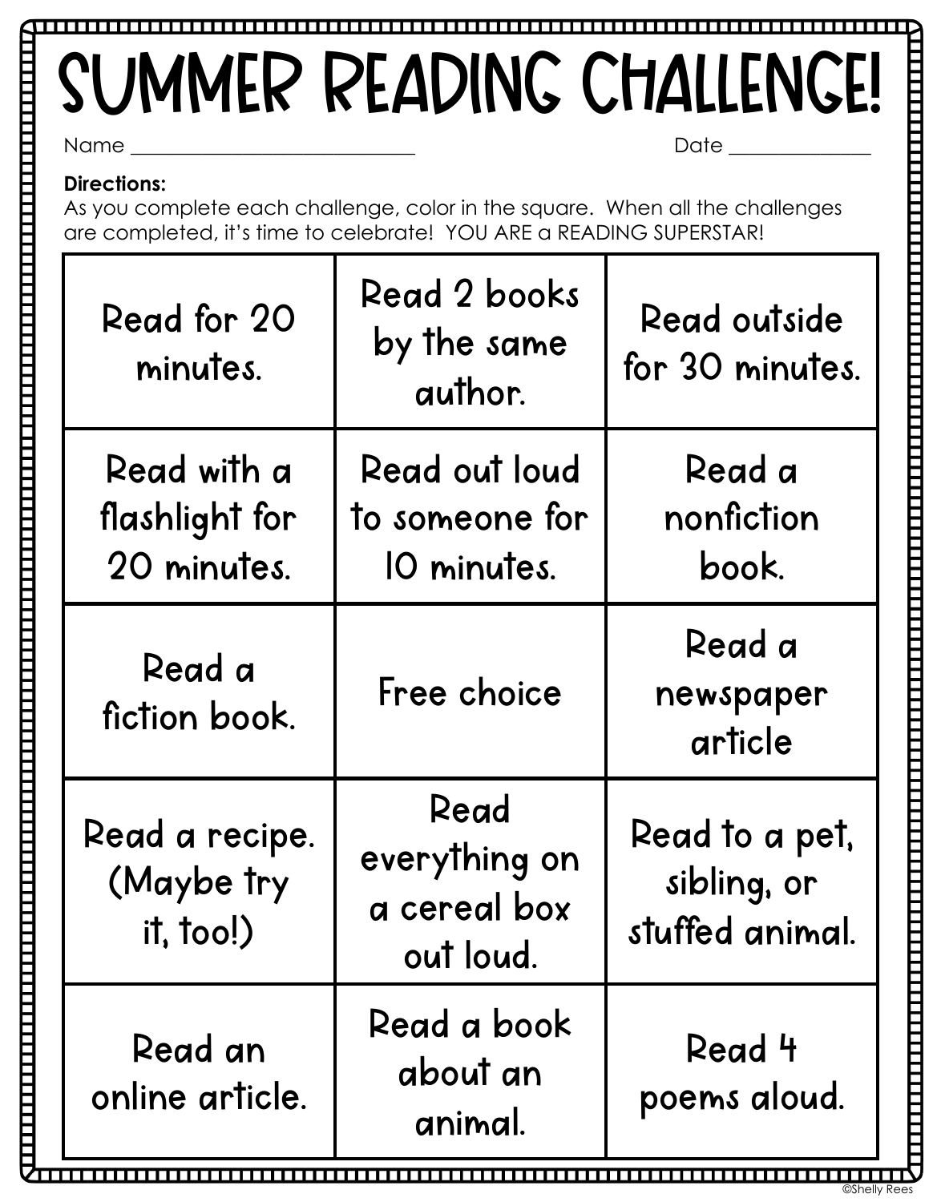# SUMMER READING CHALLENGE!

Name ______________________________ Date ______________

**Directions:**
As you complete each challenge, color in the square. When all the challenges are completed, it's time to celebrate! YOU ARE a READING SUPERSTAR!

| | | |
|---|---|---|
| Read for 20 minutes. | Read 2 books by the same author. | Read outside for 30 minutes. |
| Read with a flashlight for 20 minutes. | Read out loud to someone for 10 minutes. | Read a nonfiction book. |
| Read a fiction book. | Free choice | Read a newspaper article |
| Read a recipe. (Maybe try it, too!) | Read everything on a cereal box out loud. | Read to a pet, sibling, or stuffed animal. |
| Read an online article. | Read a book about an animal. | Read 4 poems aloud. |

©Shelly Rees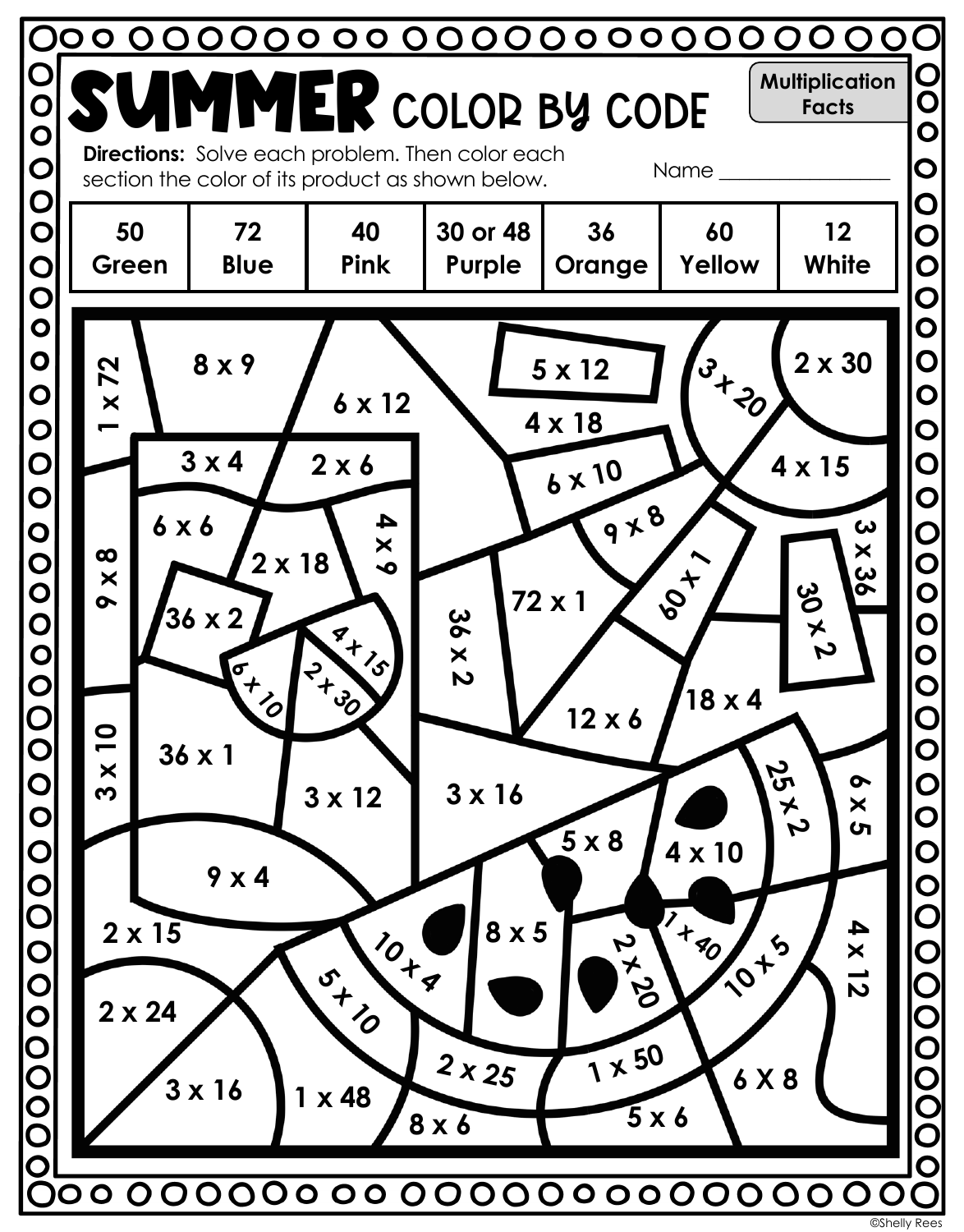# SUMMER COLOR BY CODE

**Multiplication Facts**

**Directions:** Solve each problem. Then color each section the color of its product as shown below.

Name ________________

| 50 Green | 72 Blue | 40 Pink | 30 or 48 Purple | 36 Orange | 60 Yellow | 12 White |
|---|---|---|---|---|---|---|

1 x 72

8 x 9

6 x 12

5 x 12

4 x 18

3 x 20

2 x 30

3 x 4

2 x 6

6 x 10

4 x 15

6 x 6

2 x 18

4 x 9

9 x 8

9 x 8

3 x 36

60 x 1

30 x 2

36 x 2

72 x 1

36 x 2

4 x 15

6 x 10

2 x 30

18 x 4

12 x 6

3 x 10

36 x 1

3 x 12

3 x 16

25 x 2

6 x 5

5 x 8

4 x 10

9 x 4

1 x 40

2 x 15

10 x 4

8 x 5

2 x 20

10 x 5

4 x 12

2 x 24

5 x 10

3 x 16

1 x 48

2 x 25

1 x 50

6 X 8

8 x 6

5 x 6

©Shelly Rees